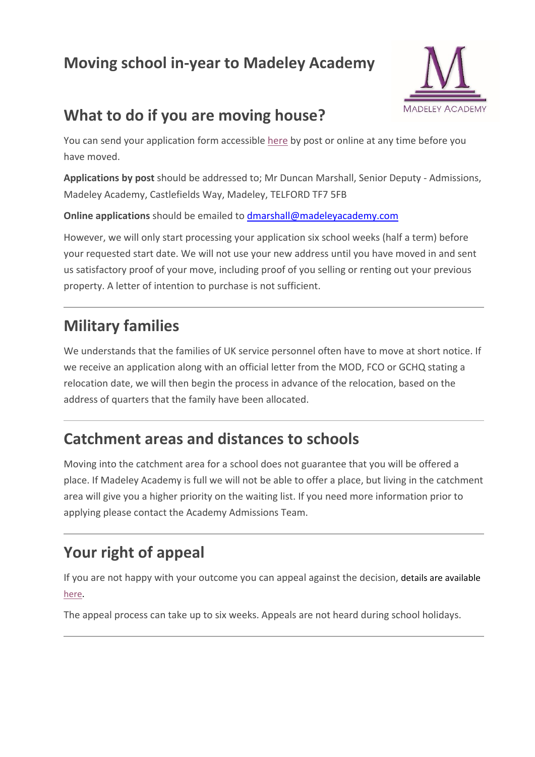# Moving school in-year to Madeley Academy

## What to do if you are moving house?

You can send your application form accessible here by post or online at any time before you have moved.

**Applications by post** should be addressed to; Mr Duncan Marshall, Senior Deputy - Admissions, Madeley Academy, Castlefields Way, Madeley, TELFORD TF7 5FB

**Online applications** should be emailed to dmarshall@madeleyacademy.com

However, we will only start processing your application six school weeks (half a term) before your requested start date. We will not use your new address until you have moved in and sent us satisfactory proof of your move, including proof of you selling or renting out your previous property. A letter of intention to purchase is not sufficient.

---

## Military families

We understands that the families of UK service personnel often have to move at short notice. If we receive an application along with an official letter from the MOD, FCO or GCHQ stating a relocation date, we will then begin the process in advance of the relocation, based on the address of quarters that the family have been allocated.

---

## Catchment areas and distances to schools

Moving into the catchment area for a school does not guarantee that you will be offered a place. If Madeley Academy is full we will not be able to offer a place, but living in the catchment area will give you a higher priority on the waiting list. If you need more information prior to applying please contact the Academy Admissions Team.

---

## Your right of appeal

If you are not happy with your outcome you can appeal against the decision, details are available here.

The appeal process can take up to six weeks. Appeals are not heard during school holidays.

---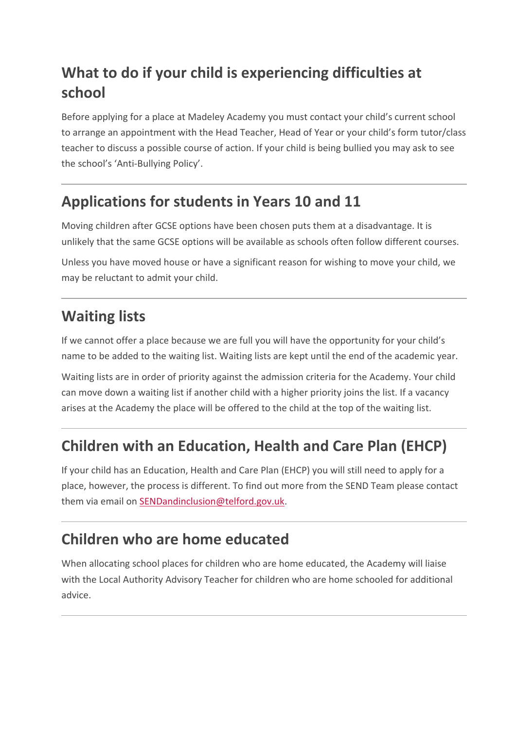## What to do if your child is experiencing difficulties at school

Before applying for a place at Madeley Academy you must contact your child's current school to arrange an appointment with the Head Teacher, Head of Year or your child's form tutor/class teacher to discuss a possible course of action. If your child is being bullied you may ask to see the school's 'Anti-Bullying Policy'.

---

## Applications for students in Years 10 and 11

Moving children after GCSE options have been chosen puts them at a disadvantage. It is unlikely that the same GCSE options will be available as schools often follow different courses.

Unless you have moved house or have a significant reason for wishing to move your child, we may be reluctant to admit your child.

---

## Waiting lists

If we cannot offer a place because we are full you will have the opportunity for your child's name to be added to the waiting list. Waiting lists are kept until the end of the academic year.

Waiting lists are in order of priority against the admission criteria for the Academy. Your child can move down a waiting list if another child with a higher priority joins the list. If a vacancy arises at the Academy the place will be offered to the child at the top of the waiting list.

---

## Children with an Education, Health and Care Plan (EHCP)

If your child has an Education, Health and Care Plan (EHCP) you will still need to apply for a place, however, the process is different. To find out more from the SEND Team please contact them via email on SENDandinclusion@telford.gov.uk.

---

## Children who are home educated

When allocating school places for children who are home educated, the Academy will liaise with the Local Authority Advisory Teacher for children who are home schooled for additional advice.

---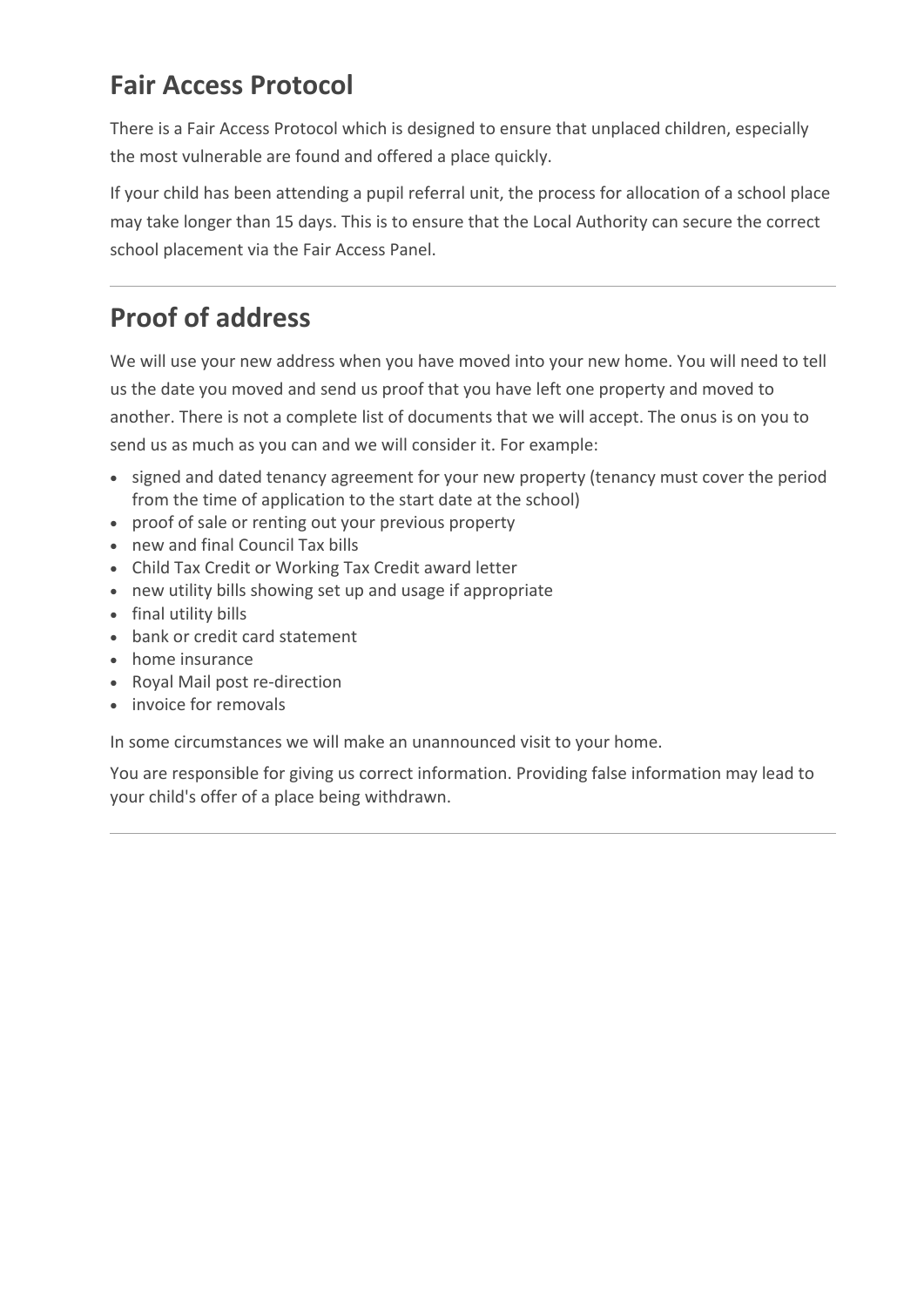## Fair Access Protocol

There is a Fair Access Protocol which is designed to ensure that unplaced children, especially the most vulnerable are found and offered a place quickly.

If your child has been attending a pupil referral unit, the process for allocation of a school place may take longer than 15 days. This is to ensure that the Local Authority can secure the correct school placement via the Fair Access Panel.

---

## Proof of address

We will use your new address when you have moved into your new home. You will need to tell us the date you moved and send us proof that you have left one property and moved to another. There is not a complete list of documents that we will accept. The onus is on you to send us as much as you can and we will consider it. For example:

- signed and dated tenancy agreement for your new property (tenancy must cover the period from the time of application to the start date at the school)
- proof of sale or renting out your previous property
- new and final Council Tax bills
- Child Tax Credit or Working Tax Credit award letter
- new utility bills showing set up and usage if appropriate
- final utility bills
- bank or credit card statement
- home insurance
- Royal Mail post re-direction
- invoice for removals

In some circumstances we will make an unannounced visit to your home.

You are responsible for giving us correct information. Providing false information may lead to your child's offer of a place being withdrawn.

---